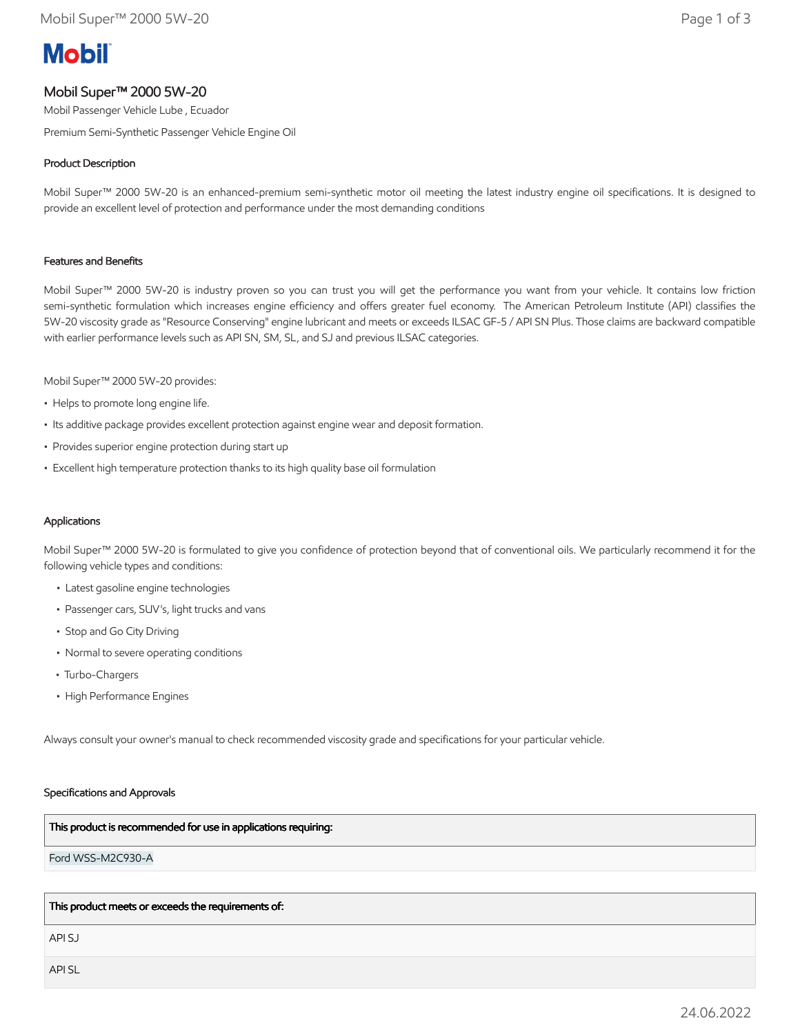# Mobil

## Mobil Super™ 2000 5W-20

Mobil Passenger Vehicle Lube , Ecuador

Premium Semi-Synthetic Passenger Vehicle Engine Oil

### Product Description

Mobil Super™ 2000 5W-20 is an enhanced-premium semi-synthetic motor oil meeting the latest industry engine oil specifications. It is designed to provide an excellent level of protection and performance under the most demanding conditions

### Features and Benefits

Mobil Super™ 2000 5W-20 is industry proven so you can trust you will get the performance you want from your vehicle. It contains low friction semi-synthetic formulation which increases engine efficiency and offers greater fuel economy. The American Petroleum Institute (API) classifies the 5W-20 viscosity grade as "Resource Conserving" engine lubricant and meets or exceeds ILSAC GF-5 / API SN Plus. Those claims are backward compatible with earlier performance levels such as API SN, SM, SL, and SJ and previous ILSAC categories.

Mobil Super™ 2000 5W-20 provides:

- Helps to promote long engine life.
- Its additive package provides excellent protection against engine wear and deposit formation.
- Provides superior engine protection during start up
- Excellent high temperature protection thanks to its high quality base oil formulation

### Applications

Mobil Super™ 2000 5W-20 is formulated to give you confidence of protection beyond that of conventional oils. We particularly recommend it for the following vehicle types and conditions:

- Latest gasoline engine technologies
- Passenger cars, SUV's, light trucks and vans
- Stop and Go City Driving
- Normal to severe operating conditions
- Turbo-Chargers
- High Performance Engines

Always consult your owner's manual to check recommended viscosity grade and specifications for your particular vehicle.

### Specifications and Approvals

| This product is recommended for use in applications requiring: |
| --- |
| Ford WSS-M2C930-A |

| This product meets or exceeds the requirements of: |
| --- |
| API SJ |
| API SL |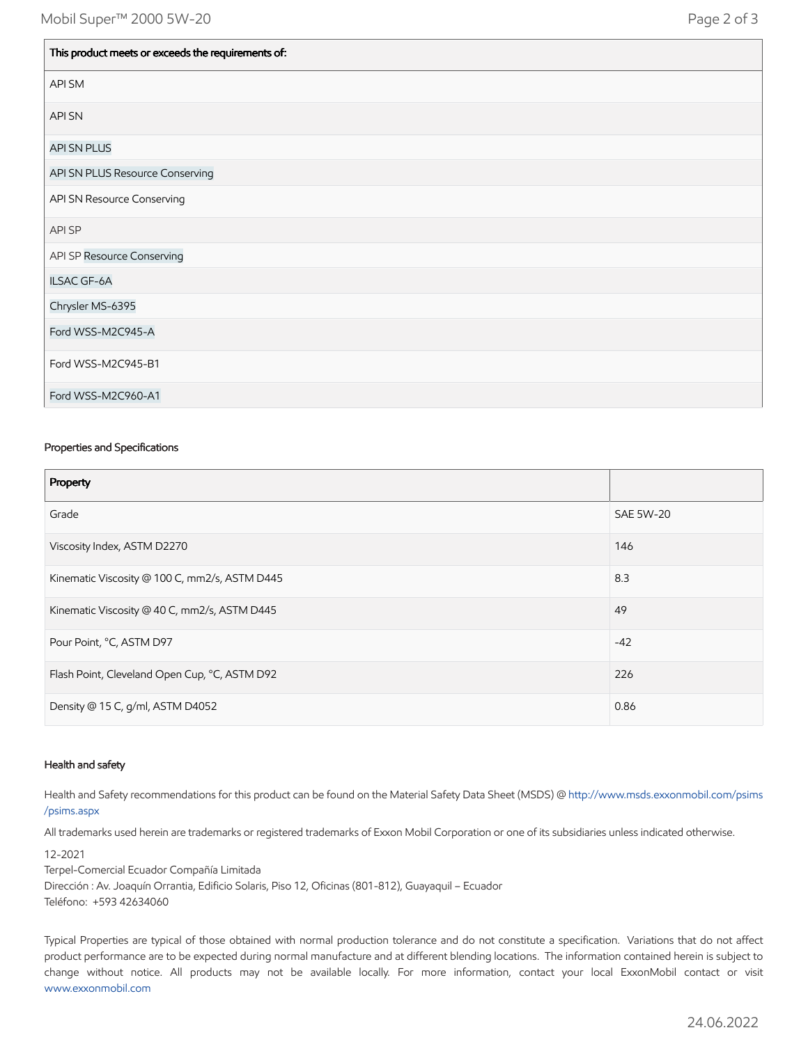| This product meets or exceeds the requirements of: |
|---|
| API SM |
| API SN |
| API SN PLUS |
| API SN PLUS Resource Conserving |
| API SN Resource Conserving |
| API SP |
| API SP Resource Conserving |
| ILSAC GF-6A |
| Chrysler MS-6395 |
| Ford WSS-M2C945-A |
| Ford WSS-M2C945-B1 |
| Ford WSS-M2C960-A1 |

### Properties and Specifications

| Property | |
|---|---|
| Grade | SAE 5W-20 |
| Viscosity Index, ASTM D2270 | 146 |
| Kinematic Viscosity @ 100 C, mm2/s, ASTM D445 | 8.3 |
| Kinematic Viscosity @ 40 C, mm2/s, ASTM D445 | 49 |
| Pour Point, °C, ASTM D97 | -42 |
| Flash Point, Cleveland Open Cup, °C, ASTM D92 | 226 |
| Density @ 15 C, g/ml, ASTM D4052 | 0.86 |

### Health and safety

Health and Safety recommendations for this product can be found on the Material Safety Data Sheet (MSDS) @ http://www.msds.exxonmobil.com/psims/psims.aspx

All trademarks used herein are trademarks or registered trademarks of Exxon Mobil Corporation or one of its subsidiaries unless indicated otherwise.

12-2021
Terpel-Comercial Ecuador Compañía Limitada
Dirección : Av. Joaquín Orrantia, Edificio Solaris, Piso 12, Oficinas (801-812), Guayaquil – Ecuador
Teléfono: +593 42634060

Typical Properties are typical of those obtained with normal production tolerance and do not constitute a specification. Variations that do not affect product performance are to be expected during normal manufacture and at different blending locations. The information contained herein is subject to change without notice. All products may not be available locally. For more information, contact your local ExxonMobil contact or visit www.exxonmobil.com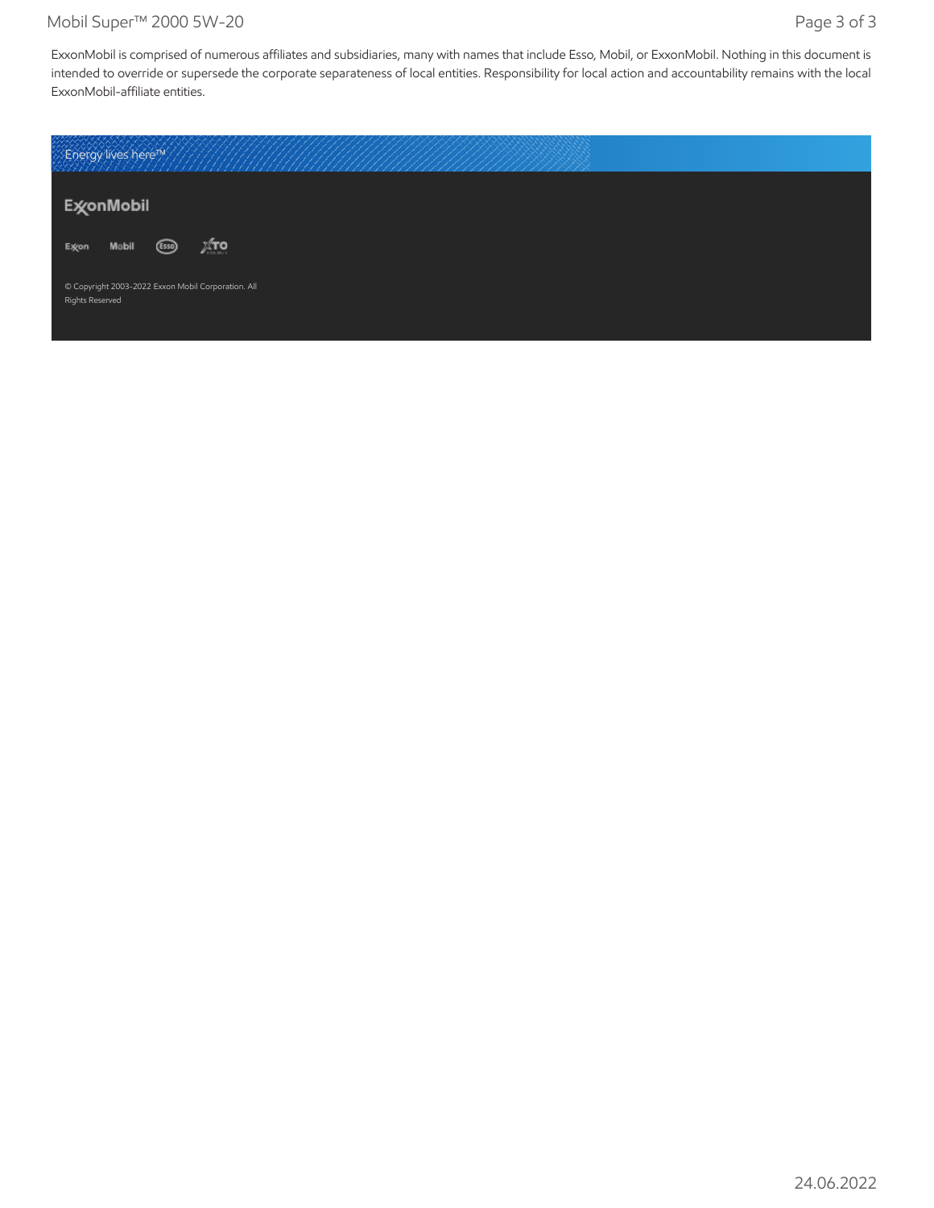ExxonMobil is comprised of numerous affiliates and subsidiaries, many with names that include Esso, Mobil, or ExxonMobil. Nothing in this document is intended to override or supersede the corporate separateness of local entities. Responsibility for local action and accountability remains with the local ExxonMobil-affiliate entities.

Energy lives here™

ExxonMobil

Exxon Mobil Esso XTO

© Copyright 2003-2022 Exxon Mobil Corporation. All Rights Reserved